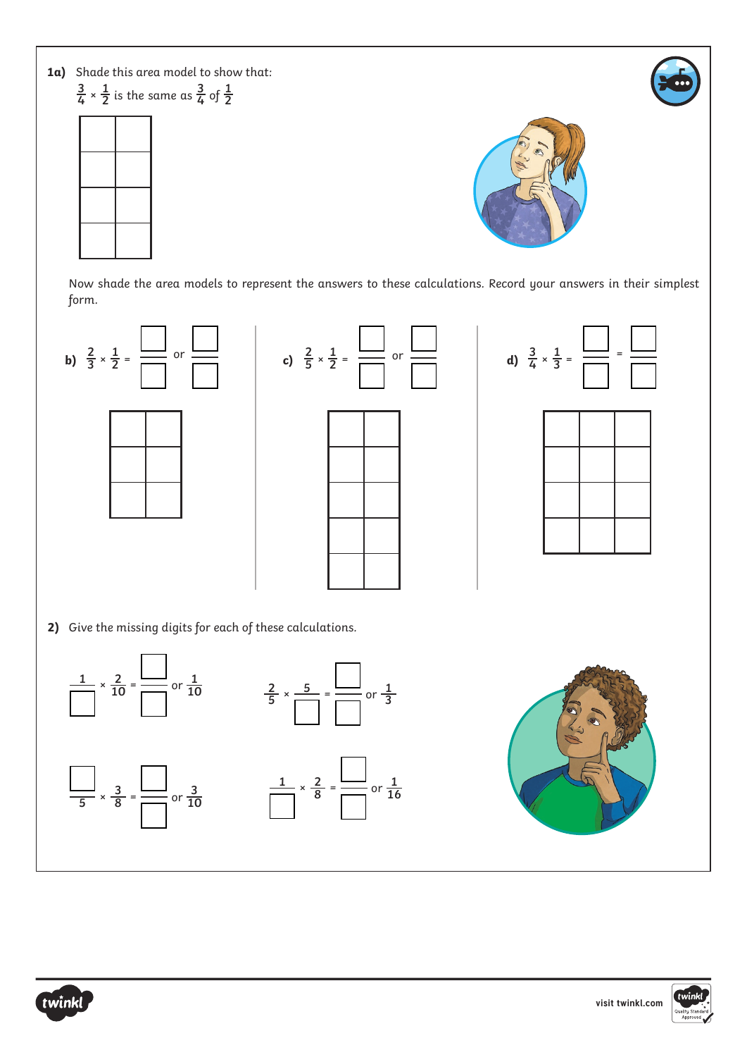**1a)** Shade this area model to show that:

$\frac{3}{4} \times \frac{1}{2}$ is the same as $\frac{3}{4}$ of $\frac{1}{2}$

Now shade the area models to represent the answers to these calculations. Record your answers in their simplest form.

**b)** $\frac{2}{3} \times \frac{1}{2} = \frac{\square}{\square}$ or $\frac{\square}{\square}$

**c)** $\frac{2}{5} \times \frac{1}{2} = \frac{\square}{\square}$ or $\frac{\square}{\square}$

**d)** $\frac{3}{4} \times \frac{1}{3} = \frac{\square}{\square} = \frac{\square}{\square}$

**2)** Give the missing digits for each of these calculations.

$\frac{1}{\square} \times \frac{2}{10} = \frac{\square}{\square}$ or $\frac{1}{10}$

$\frac{2}{5} \times \frac{5}{\square} = \frac{\square}{\square}$ or $\frac{1}{3}$

$\frac{\square}{5} \times \frac{3}{8} = \frac{\square}{\square}$ or $\frac{3}{10}$

$\frac{1}{\square} \times \frac{2}{8} = \frac{\square}{\square}$ or $\frac{1}{16}$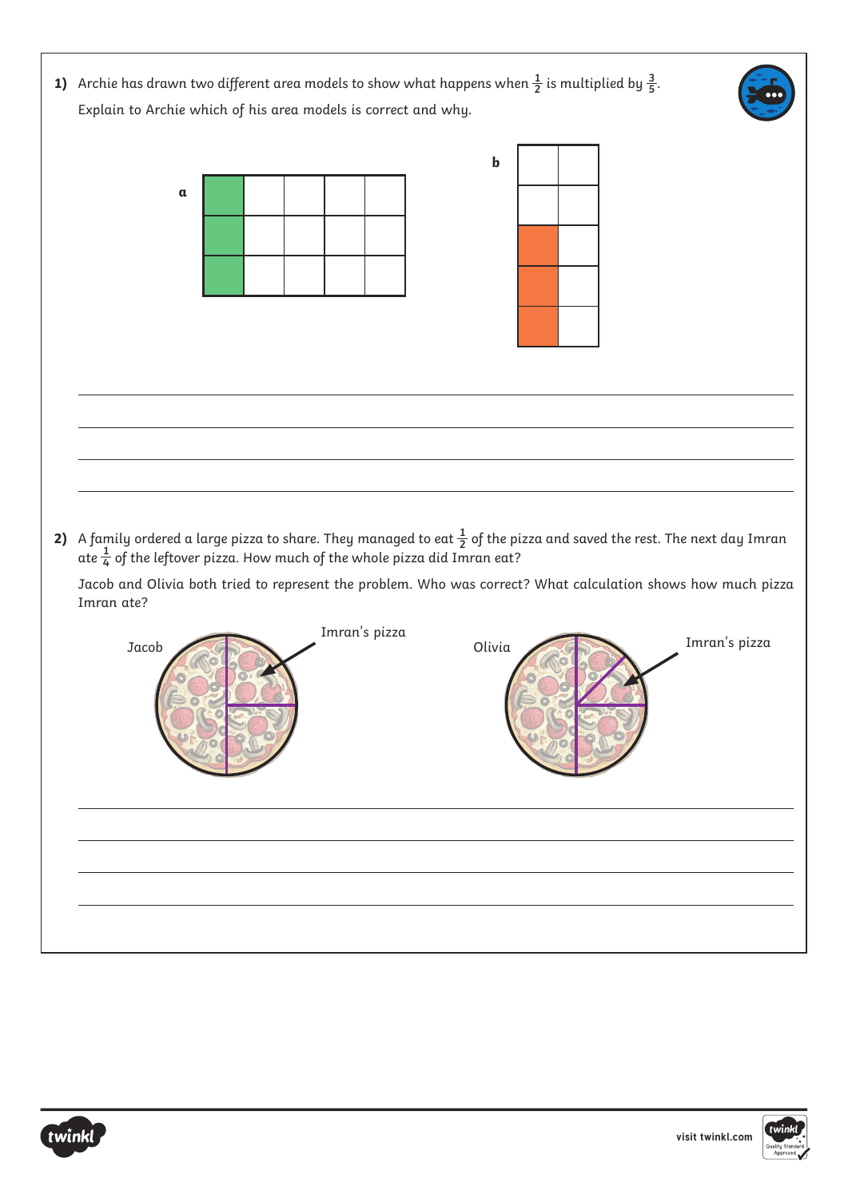1) Archie has drawn two different area models to show what happens when $\frac{1}{2}$ is multiplied by $\frac{3}{5}$.

Explain to Archie which of his area models is correct and why.

a

b

2) A family ordered a large pizza to share. They managed to eat $\frac{1}{2}$ of the pizza and saved the rest. The next day Imran ate $\frac{1}{4}$ of the leftover pizza. How much of the whole pizza did Imran eat?

Jacob and Olivia both tried to represent the problem. Who was correct? What calculation shows how much pizza Imran ate?

Jacob

Imran's pizza

Olivia

Imran's pizza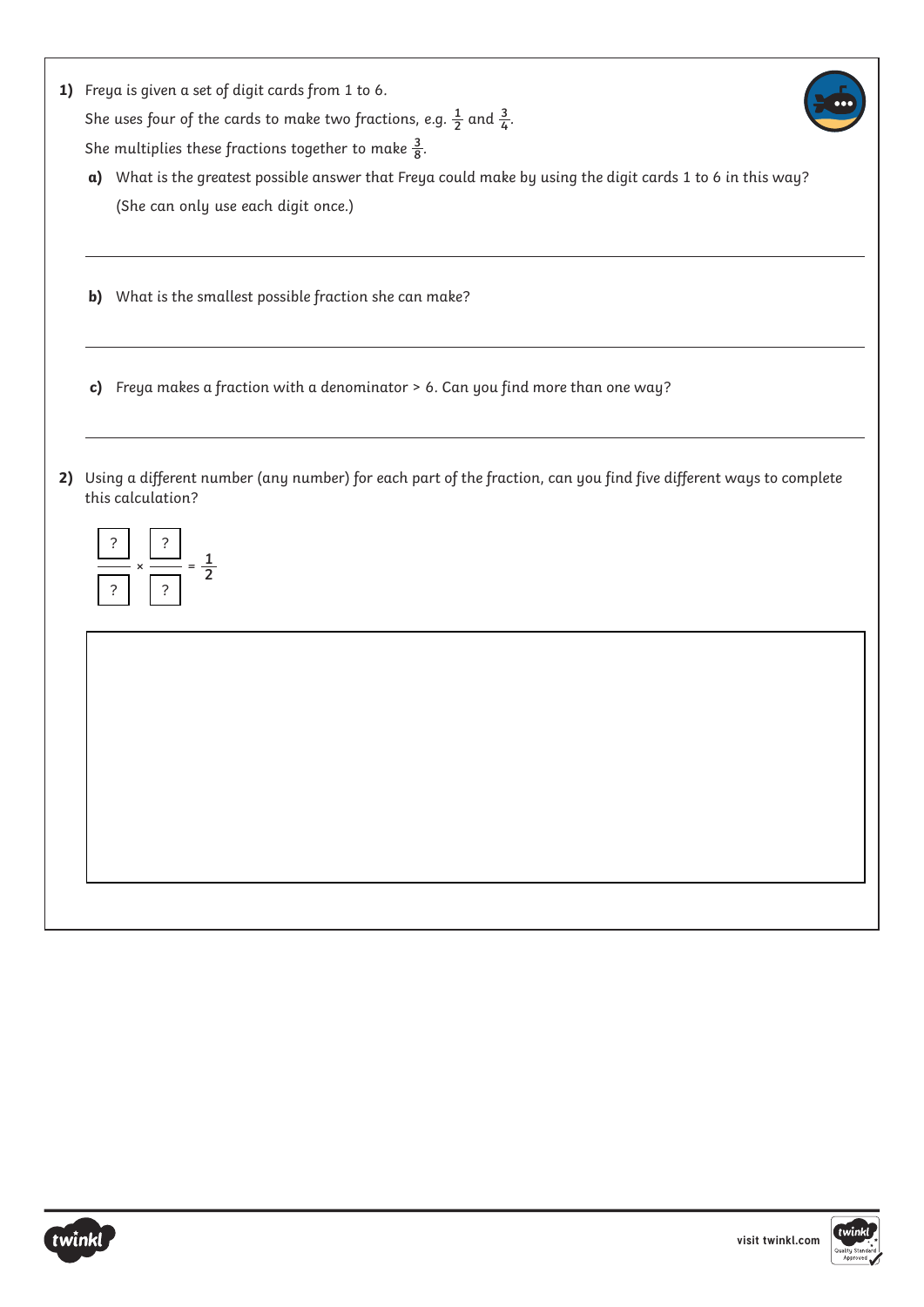1) Freya is given a set of digit cards from 1 to 6.

She uses four of the cards to make two fractions, e.g. $\frac{1}{2}$ and $\frac{3}{4}$.

She multiplies these fractions together to make $\frac{3}{8}$.

**a)** What is the greatest possible answer that Freya could make by using the digit cards 1 to 6 in this way? (She can only use each digit once.)

---

**b)** What is the smallest possible fraction she can make?

---

**c)** Freya makes a fraction with a denominator > 6. Can you find more than one way?

---

2) Using a different number (any number) for each part of the fraction, can you find five different ways to complete this calculation?

$$\frac{?}{?} \times \frac{?}{?} = \frac{1}{2}$$